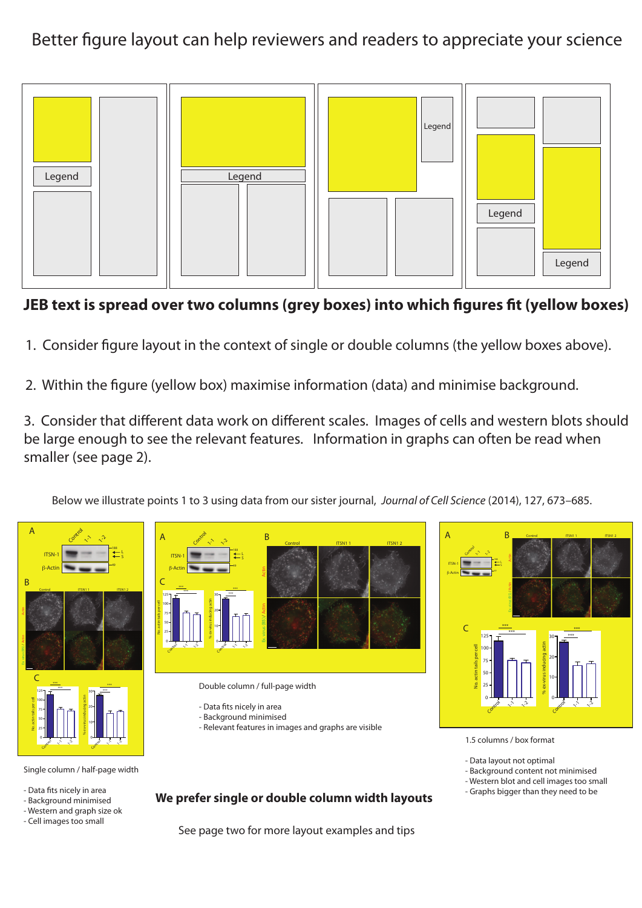# Better figure layout can help reviewers and readers to appreciate your science

**JEB text is spread over two columns (grey boxes) into which figures fit (yellow boxes)**

1. Consider figure layout in the context of single or double columns (the yellow boxes above).

2. Within the figure (yellow box) maximise information (data) and minimise background.

3. Consider that different data work on different scales. Images of cells and western blots should be large enough to see the relevant features. Information in graphs can often be read when smaller (see page 2).

Below we illustrate points 1 to 3 using data from our sister journal, *Journal of Cell Science* (2014), 127, 673–685.

Single column / half-page width

- Data fits nicely in area
- Background minimised
- Western and graph size ok
- Cell images too small

Double column / full-page width

- Data fits nicely in area
- Background minimised
- Relevant features in images and graphs are visible

1.5 columns / box format

- Data layout not optimal
- Background content not minimised
- Western blot and cell images too small
- Graphs bigger than they need to be

**We prefer single or double column width layouts**

See page two for more layout examples and tips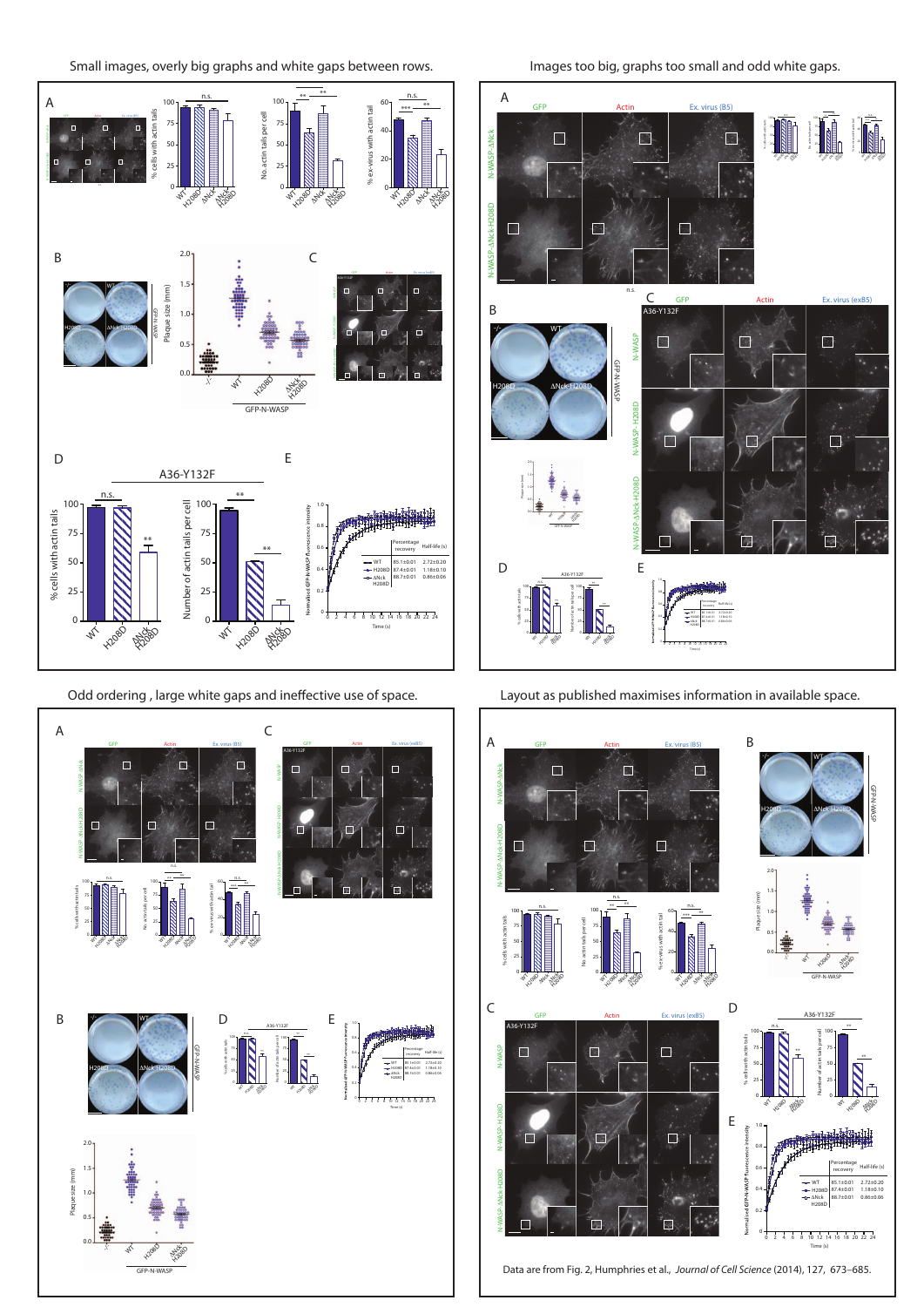Small images, overly big graphs and white gaps between rows.

Images too big, graphs too small and odd white gaps.

Odd ordering, large white gaps and ineffective use of space.

Layout as published maximises information in available space.

Data are from Fig. 2, Humphries et al., *Journal of Cell Science* (2014), 127, 673–685.